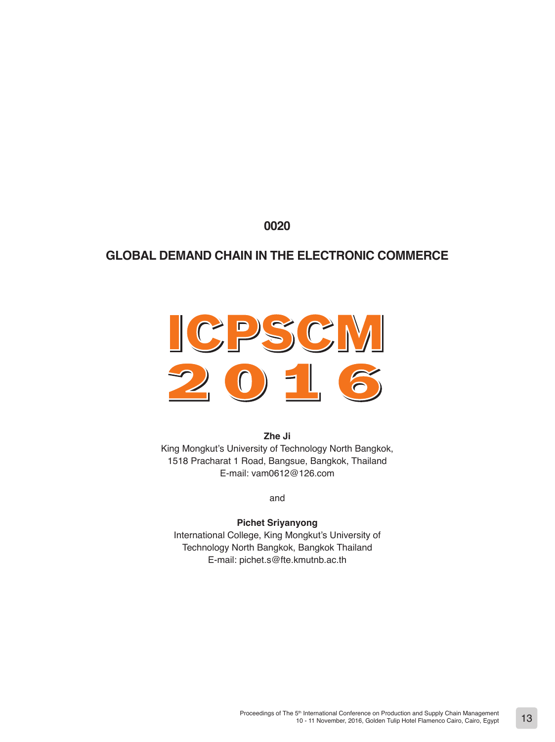0020

# GLOBAL DEMAND CHAIN IN THE ELECTRONIC COMMERCE

ICPSCM 2016

**Zhe Ji**
King Mongkut's University of Technology North Bangkok,
1518 Pracharat 1 Road, Bangsue, Bangkok, Thailand
E-mail: vam0612@126.com

and

**Pichet Sriyanyong**
International College, King Mongkut's University of Technology North Bangkok, Bangkok Thailand
E-mail: pichet.s@fte.kmutnb.ac.th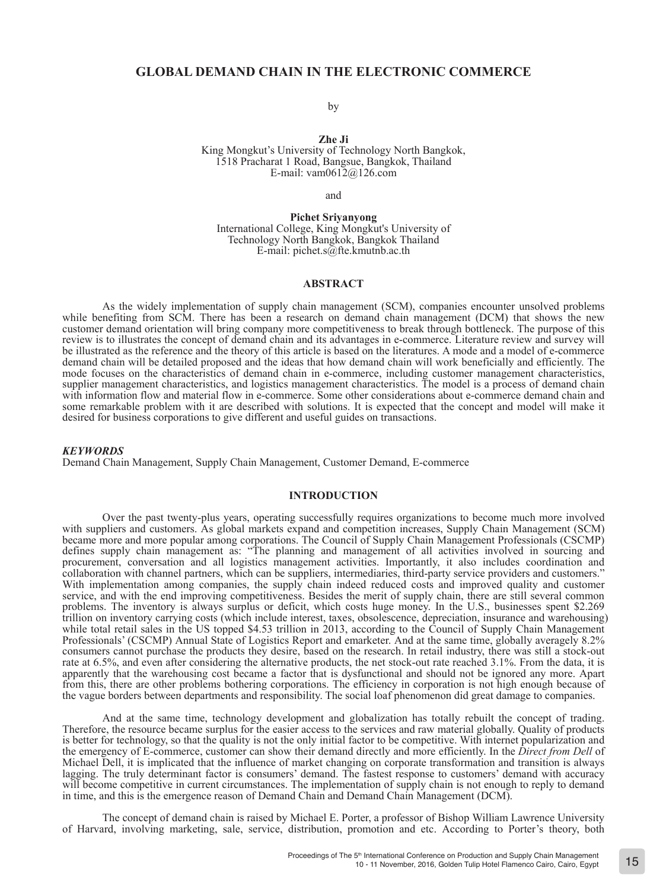# GLOBAL DEMAND CHAIN IN THE ELECTRONIC COMMERCE

by

**Zhe Ji**
King Mongkut's University of Technology North Bangkok,
1518 Pracharat 1 Road, Bangsue, Bangkok, Thailand
E-mail: vam0612@126.com

and

**Pichet Sriyanyong**
International College, King Mongkut's University of Technology North Bangkok, Bangkok Thailand
E-mail: pichet.s@fte.kmutnb.ac.th

## ABSTRACT

As the widely implementation of supply chain management (SCM), companies encounter unsolved problems while benefiting from SCM. There has been a research on demand chain management (DCM) that shows the new customer demand orientation will bring company more competitiveness to break through bottleneck. The purpose of this review is to illustrates the concept of demand chain and its advantages in e-commerce. Literature review and survey will be illustrated as the reference and the theory of this article is based on the literatures. A mode and a model of e-commerce demand chain will be detailed proposed and the ideas that how demand chain will work beneficially and efficiently. The mode focuses on the characteristics of demand chain in e-commerce, including customer management characteristics, supplier management characteristics, and logistics management characteristics. The model is a process of demand chain with information flow and material flow in e-commerce. Some other considerations about e-commerce demand chain and some remarkable problem with it are described with solutions. It is expected that the concept and model will make it desired for business corporations to give different and useful guides on transactions.

***KEYWORDS***
Demand Chain Management, Supply Chain Management, Customer Demand, E-commerce

## INTRODUCTION

Over the past twenty-plus years, operating successfully requires organizations to become much more involved with suppliers and customers. As global markets expand and competition increases, Supply Chain Management (SCM) became more and more popular among corporations. The Council of Supply Chain Management Professionals (CSCMP) defines supply chain management as: "The planning and management of all activities involved in sourcing and procurement, conversation and all logistics management activities. Importantly, it also includes coordination and collaboration with channel partners, which can be suppliers, intermediaries, third-party service providers and customers." With implementation among companies, the supply chain indeed reduced costs and improved quality and customer service, and with the end improving competitiveness. Besides the merit of supply chain, there are still several common problems. The inventory is always surplus or deficit, which costs huge money. In the U.S., businesses spent \$2.269 trillion on inventory carrying costs (which include interest, taxes, obsolescence, depreciation, insurance and warehousing) while total retail sales in the US topped \$4.53 trillion in 2013, according to the Council of Supply Chain Management Professionals' (CSCMP) Annual State of Logistics Report and emarketer. And at the same time, globally averagely 8.2% consumers cannot purchase the products they desire, based on the research. In retail industry, there was still a stock-out rate at 6.5%, and even after considering the alternative products, the net stock-out rate reached 3.1%. From the data, it is apparently that the warehousing cost became a factor that is dysfunctional and should not be ignored any more. Apart from this, there are other problems bothering corporations. The efficiency in corporation is not high enough because of the vague borders between departments and responsibility. The social loaf phenomenon did great damage to companies.

And at the same time, technology development and globalization has totally rebuilt the concept of trading. Therefore, the resource became surplus for the easier access to the services and raw material globally. Quality of products is better for technology, so that the quality is not the only initial factor to be competitive. With internet popularization and the emergency of E-commerce, customer can show their demand directly and more efficiently. In the *Direct from Dell* of Michael Dell, it is implicated that the influence of market changing on corporate transformation and transition is always lagging. The truly determinant factor is consumers' demand. The fastest response to customers' demand with accuracy will become competitive in current circumstances. The implementation of supply chain is not enough to reply to demand in time, and this is the emergence reason of Demand Chain and Demand Chain Management (DCM).

The concept of demand chain is raised by Michael E. Porter, a professor of Bishop William Lawrence University of Harvard, involving marketing, sale, service, distribution, promotion and etc. According to Porter's theory, both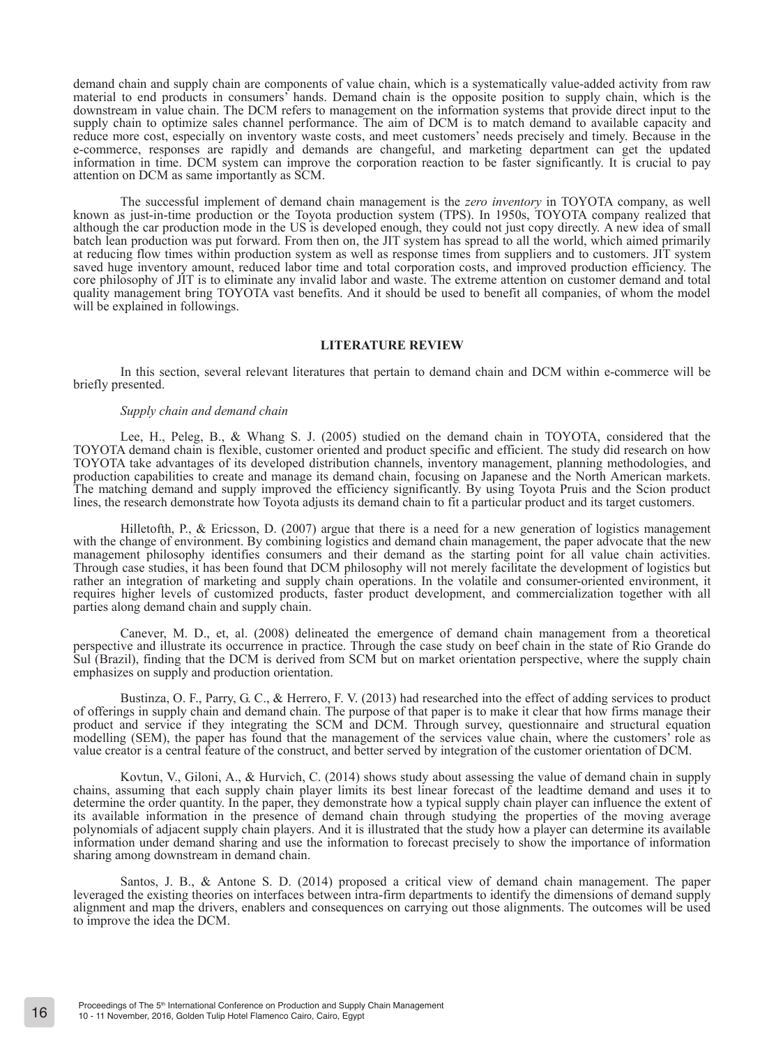demand chain and supply chain are components of value chain, which is a systematically value-added activity from raw material to end products in consumers' hands. Demand chain is the opposite position to supply chain, which is the downstream in value chain. The DCM refers to management on the information systems that provide direct input to the supply chain to optimize sales channel performance. The aim of DCM is to match demand to available capacity and reduce more cost, especially on inventory waste costs, and meet customers' needs precisely and timely. Because in the e-commerce, responses are rapidly and demands are changeful, and marketing department can get the updated information in time. DCM system can improve the corporation reaction to be faster significantly. It is crucial to pay attention on DCM as same importantly as SCM.

The successful implement of demand chain management is the *zero inventory* in TOYOTA company, as well known as just-in-time production or the Toyota production system (TPS). In 1950s, TOYOTA company realized that although the car production mode in the US is developed enough, they could not just copy directly. A new idea of small batch lean production was put forward. From then on, the JIT system has spread to all the world, which aimed primarily at reducing flow times within production system as well as response times from suppliers and to customers. JIT system saved huge inventory amount, reduced labor time and total corporation costs, and improved production efficiency. The core philosophy of JIT is to eliminate any invalid labor and waste. The extreme attention on customer demand and total quality management bring TOYOTA vast benefits. And it should be used to benefit all companies, of whom the model will be explained in followings.

## LITERATURE REVIEW

In this section, several relevant literatures that pertain to demand chain and DCM within e-commerce will be briefly presented.

### *Supply chain and demand chain*

Lee, H., Peleg, B., & Whang S. J. (2005) studied on the demand chain in TOYOTA, considered that the TOYOTA demand chain is flexible, customer oriented and product specific and efficient. The study did research on how TOYOTA take advantages of its developed distribution channels, inventory management, planning methodologies, and production capabilities to create and manage its demand chain, focusing on Japanese and the North American markets. The matching demand and supply improved the efficiency significantly. By using Toyota Pruis and the Scion product lines, the research demonstrate how Toyota adjusts its demand chain to fit a particular product and its target customers.

Hilletofth, P., & Ericsson, D. (2007) argue that there is a need for a new generation of logistics management with the change of environment. By combining logistics and demand chain management, the paper advocate that the new management philosophy identifies consumers and their demand as the starting point for all value chain activities. Through case studies, it has been found that DCM philosophy will not merely facilitate the development of logistics but rather an integration of marketing and supply chain operations. In the volatile and consumer-oriented environment, it requires higher levels of customized products, faster product development, and commercialization together with all parties along demand chain and supply chain.

Canever, M. D., et, al. (2008) delineated the emergence of demand chain management from a theoretical perspective and illustrate its occurrence in practice. Through the case study on beef chain in the state of Rio Grande do Sul (Brazil), finding that the DCM is derived from SCM but on market orientation perspective, where the supply chain emphasizes on supply and production orientation.

Bustinza, O. F., Parry, G. C., & Herrero, F. V. (2013) had researched into the effect of adding services to product of offerings in supply chain and demand chain. The purpose of that paper is to make it clear that how firms manage their product and service if they integrating the SCM and DCM. Through survey, questionnaire and structural equation modelling (SEM), the paper has found that the management of the services value chain, where the customers' role as value creator is a central feature of the construct, and better served by integration of the customer orientation of DCM.

Kovtun, V., Giloni, A., & Hurvich, C. (2014) shows study about assessing the value of demand chain in supply chains, assuming that each supply chain player limits its best linear forecast of the leadtime demand and uses it to determine the order quantity. In the paper, they demonstrate how a typical supply chain player can influence the extent of its available information in the presence of demand chain through studying the properties of the moving average polynomials of adjacent supply chain players. And it is illustrated that the study how a player can determine its available information under demand sharing and use the information to forecast precisely to show the importance of information sharing among downstream in demand chain.

Santos, J. B., & Antone S. D. (2014) proposed a critical view of demand chain management. The paper leveraged the existing theories on interfaces between intra-firm departments to identify the dimensions of demand supply alignment and map the drivers, enablers and consequences on carrying out those alignments. The outcomes will be used to improve the idea the DCM.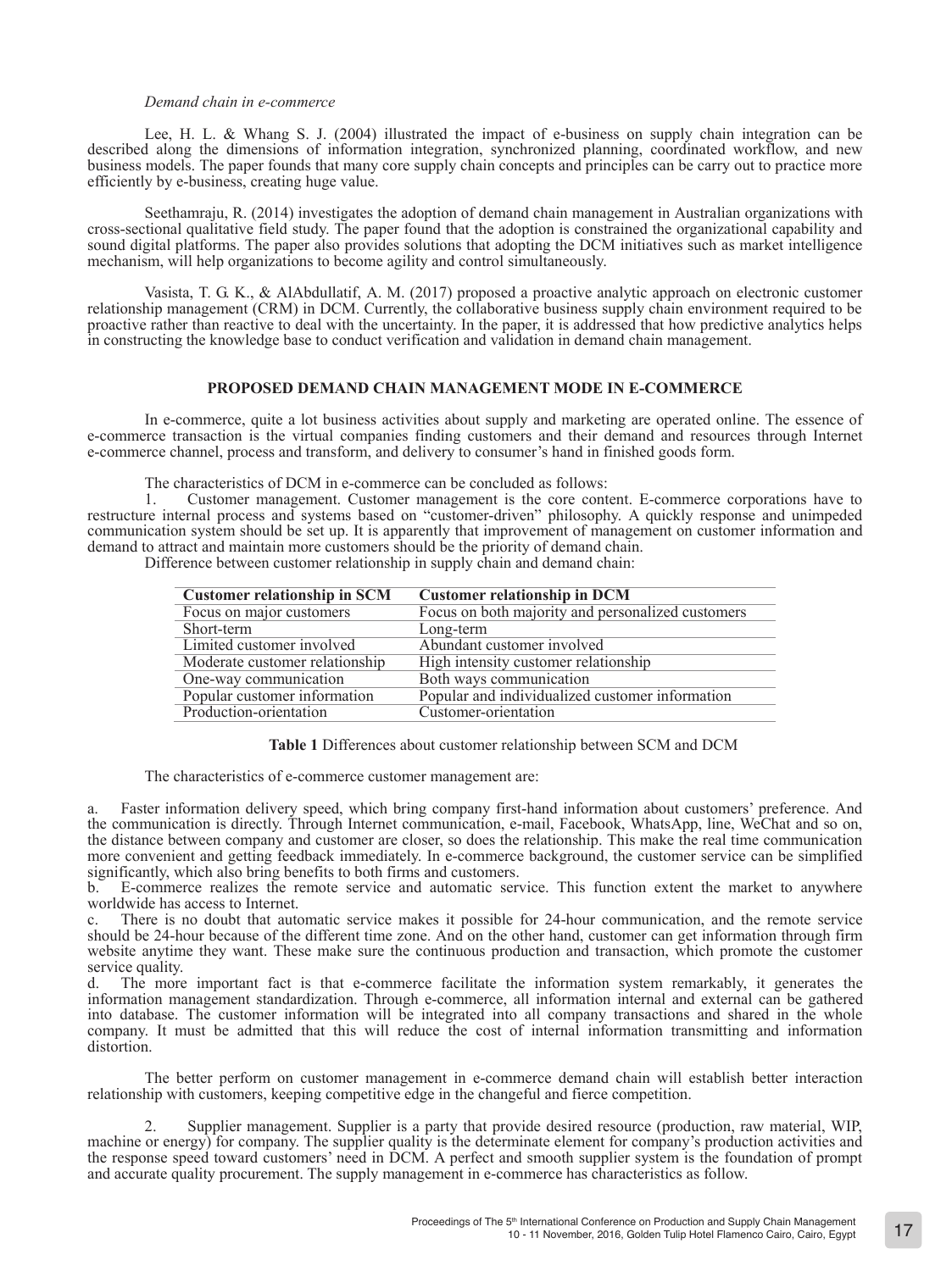*Demand chain in e-commerce*

Lee, H. L. & Whang S. J. (2004) illustrated the impact of e-business on supply chain integration can be described along the dimensions of information integration, synchronized planning, coordinated workflow, and new business models. The paper founds that many core supply chain concepts and principles can be carry out to practice more efficiently by e-business, creating huge value.

Seethamraju, R. (2014) investigates the adoption of demand chain management in Australian organizations with cross-sectional qualitative field study. The paper found that the adoption is constrained the organizational capability and sound digital platforms. The paper also provides solutions that adopting the DCM initiatives such as market intelligence mechanism, will help organizations to become agility and control simultaneously.

Vasista, T. G. K., & AlAbdullatif, A. M. (2017) proposed a proactive analytic approach on electronic customer relationship management (CRM) in DCM. Currently, the collaborative business supply chain environment required to be proactive rather than reactive to deal with the uncertainty. In the paper, it is addressed that how predictive analytics helps in constructing the knowledge base to conduct verification and validation in demand chain management.

## PROPOSED DEMAND CHAIN MANAGEMENT MODE IN E-COMMERCE

In e-commerce, quite a lot business activities about supply and marketing are operated online. The essence of e-commerce transaction is the virtual companies finding customers and their demand and resources through Internet e-commerce channel, process and transform, and delivery to consumer's hand in finished goods form.

The characteristics of DCM in e-commerce can be concluded as follows:

1. Customer management. Customer management is the core content. E-commerce corporations have to restructure internal process and systems based on "customer-driven" philosophy. A quickly response and unimpeded communication system should be set up. It is apparently that improvement of management on customer information and demand to attract and maintain more customers should be the priority of demand chain.

Difference between customer relationship in supply chain and demand chain:

| Customer relationship in SCM | Customer relationship in DCM |
|---|---|
| Focus on major customers | Focus on both majority and personalized customers |
| Short-term | Long-term |
| Limited customer involved | Abundant customer involved |
| Moderate customer relationship | High intensity customer relationship |
| One-way communication | Both ways communication |
| Popular customer information | Popular and individualized customer information |
| Production-orientation | Customer-orientation |

**Table 1** Differences about customer relationship between SCM and DCM

The characteristics of e-commerce customer management are:

a. Faster information delivery speed, which bring company first-hand information about customers' preference. And the communication is directly. Through Internet communication, e-mail, Facebook, WhatsApp, line, WeChat and so on, the distance between company and customer are closer, so does the relationship. This make the real time communication more convenient and getting feedback immediately. In e-commerce background, the customer service can be simplified significantly, which also bring benefits to both firms and customers.

b. E-commerce realizes the remote service and automatic service. This function extent the market to anywhere worldwide has access to Internet.

c. There is no doubt that automatic service makes it possible for 24-hour communication, and the remote service should be 24-hour because of the different time zone. And on the other hand, customer can get information through firm website anytime they want. These make sure the continuous production and transaction, which promote the customer service quality.

d. The more important fact is that e-commerce facilitate the information system remarkably, it generates the information management standardization. Through e-commerce, all information internal and external can be gathered into database. The customer information will be integrated into all company transactions and shared in the whole company. It must be admitted that this will reduce the cost of internal information transmitting and information distortion.

The better perform on customer management in e-commerce demand chain will establish better interaction relationship with customers, keeping competitive edge in the changeful and fierce competition.

2. Supplier management. Supplier is a party that provide desired resource (production, raw material, WIP, machine or energy) for company. The supplier quality is the determinate element for company's production activities and the response speed toward customers' need in DCM. A perfect and smooth supplier system is the foundation of prompt and accurate quality procurement. The supply management in e-commerce has characteristics as follow.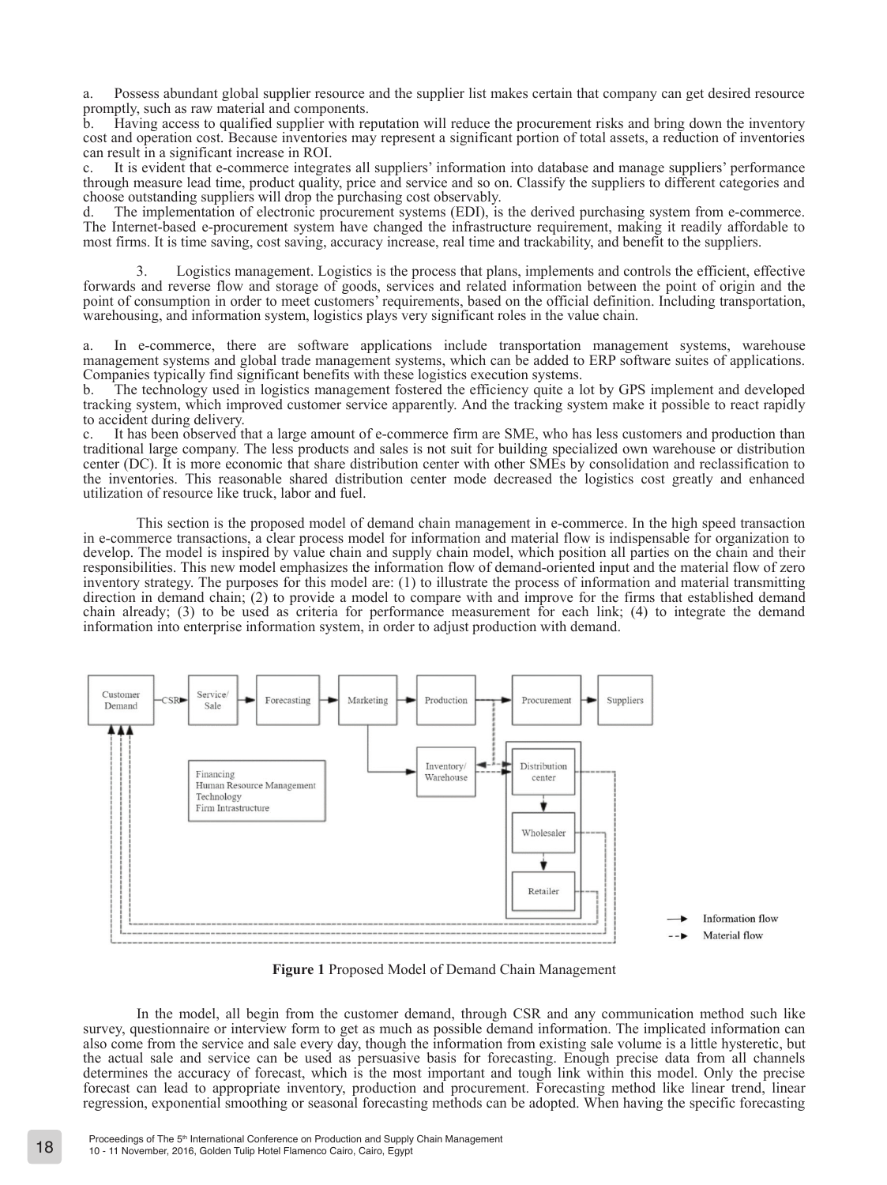a. Possess abundant global supplier resource and the supplier list makes certain that company can get desired resource promptly, such as raw material and components.
b. Having access to qualified supplier with reputation will reduce the procurement risks and bring down the inventory cost and operation cost. Because inventories may represent a significant portion of total assets, a reduction of inventories can result in a significant increase in ROI.
c. It is evident that e-commerce integrates all suppliers' information into database and manage suppliers' performance through measure lead time, product quality, price and service and so on. Classify the suppliers to different categories and choose outstanding suppliers will drop the purchasing cost observably.
d. The implementation of electronic procurement systems (EDI), is the derived purchasing system from e-commerce. The Internet-based e-procurement system have changed the infrastructure requirement, making it readily affordable to most firms. It is time saving, cost saving, accuracy increase, real time and trackability, and benefit to the suppliers.

3. Logistics management. Logistics is the process that plans, implements and controls the efficient, effective forwards and reverse flow and storage of goods, services and related information between the point of origin and the point of consumption in order to meet customers' requirements, based on the official definition. Including transportation, warehousing, and information system, logistics plays very significant roles in the value chain.

a. In e-commerce, there are software applications include transportation management systems, warehouse management systems and global trade management systems, which can be added to ERP software suites of applications. Companies typically find significant benefits with these logistics execution systems.
b. The technology used in logistics management fostered the efficiency quite a lot by GPS implement and developed tracking system, which improved customer service apparently. And the tracking system make it possible to react rapidly to accident during delivery.
c. It has been observed that a large amount of e-commerce firm are SME, who has less customers and production than traditional large company. The less products and sales is not suit for building specialized own warehouse or distribution center (DC). It is more economic that share distribution center with other SMEs by consolidation and reclassification to the inventories. This reasonable shared distribution center mode decreased the logistics cost greatly and enhanced utilization of resource like truck, labor and fuel.

This section is the proposed model of demand chain management in e-commerce. In the high speed transaction in e-commerce transactions, a clear process model for information and material flow is indispensable for organization to develop. The model is inspired by value chain and supply chain model, which position all parties on the chain and their responsibilities. This new model emphasizes the information flow of demand-oriented input and the material flow of zero inventory strategy. The purposes for this model are: (1) to illustrate the process of information and material transmitting direction in demand chain; (2) to provide a model to compare with and improve for the firms that established demand chain already; (3) to be used as criteria for performance measurement for each link; (4) to integrate the demand information into enterprise information system, in order to adjust production with demand.

**Figure 1** Proposed Model of Demand Chain Management

In the model, all begin from the customer demand, through CSR and any communication method such like survey, questionnaire or interview form to get as much as possible demand information. The implicated information can also come from the service and sale every day, though the information from existing sale volume is a little hysteretic, but the actual sale and service can be used as persuasive basis for forecasting. Enough precise data from all channels determines the accuracy of forecast, which is the most important and tough link within this model. Only the precise forecast can lead to appropriate inventory, production and procurement. Forecasting method like linear trend, linear regression, exponential smoothing or seasonal forecasting methods can be adopted. When having the specific forecasting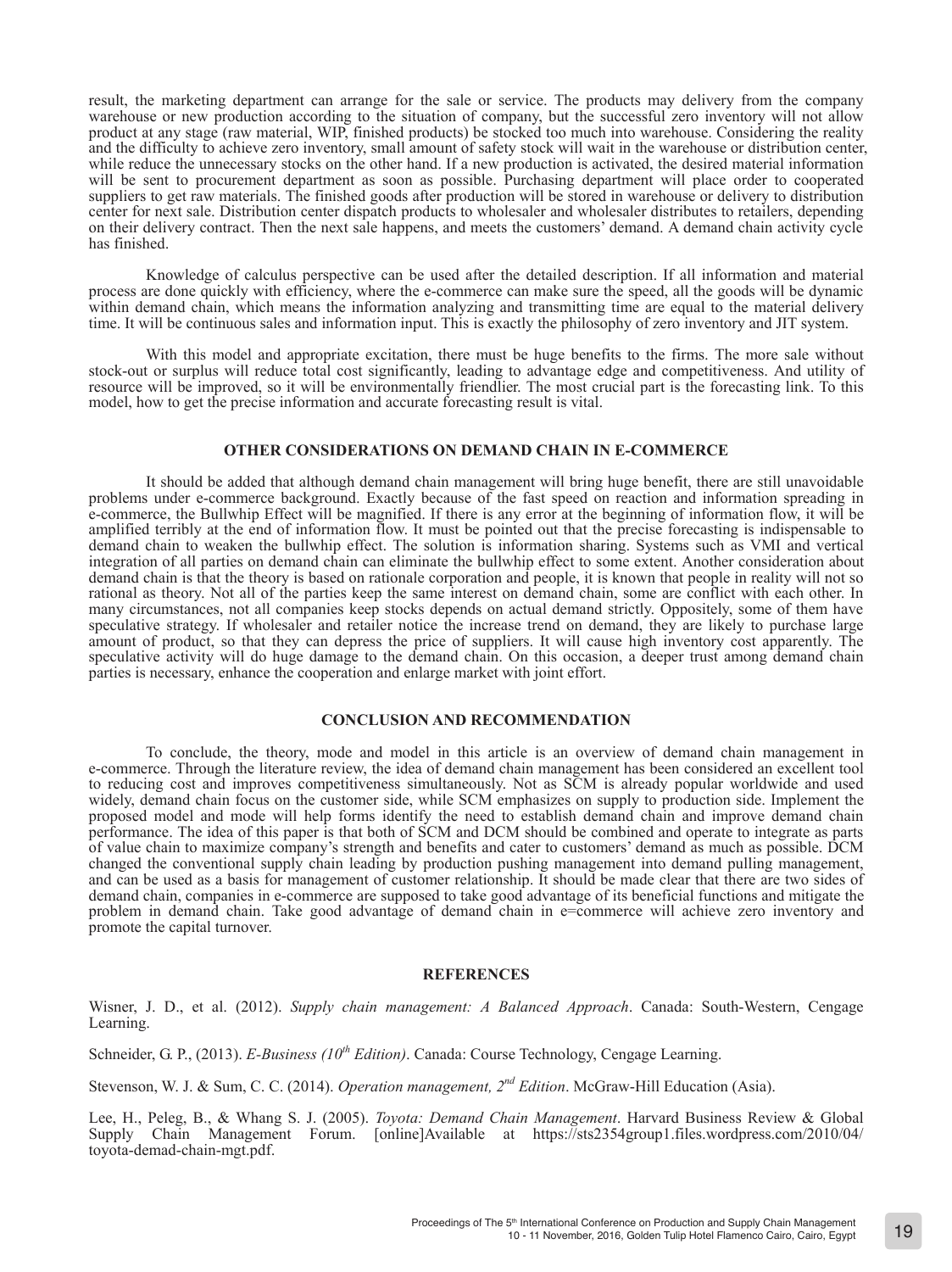result, the marketing department can arrange for the sale or service. The products may delivery from the company warehouse or new production according to the situation of company, but the successful zero inventory will not allow product at any stage (raw material, WIP, finished products) be stocked too much into warehouse. Considering the reality and the difficulty to achieve zero inventory, small amount of safety stock will wait in the warehouse or distribution center, while reduce the unnecessary stocks on the other hand. If a new production is activated, the desired material information will be sent to procurement department as soon as possible. Purchasing department will place order to cooperated suppliers to get raw materials. The finished goods after production will be stored in warehouse or delivery to distribution center for next sale. Distribution center dispatch products to wholesaler and wholesaler distributes to retailers, depending on their delivery contract. Then the next sale happens, and meets the customers' demand. A demand chain activity cycle has finished.

Knowledge of calculus perspective can be used after the detailed description. If all information and material process are done quickly with efficiency, where the e-commerce can make sure the speed, all the goods will be dynamic within demand chain, which means the information analyzing and transmitting time are equal to the material delivery time. It will be continuous sales and information input. This is exactly the philosophy of zero inventory and JIT system.

With this model and appropriate excitation, there must be huge benefits to the firms. The more sale without stock-out or surplus will reduce total cost significantly, leading to advantage edge and competitiveness. And utility of resource will be improved, so it will be environmentally friendlier. The most crucial part is the forecasting link. To this model, how to get the precise information and accurate forecasting result is vital.

## OTHER CONSIDERATIONS ON DEMAND CHAIN IN E-COMMERCE

It should be added that although demand chain management will bring huge benefit, there are still unavoidable problems under e-commerce background. Exactly because of the fast speed on reaction and information spreading in e-commerce, the Bullwhip Effect will be magnified. If there is any error at the beginning of information flow, it will be amplified terribly at the end of information flow. It must be pointed out that the precise forecasting is indispensable to demand chain to weaken the bullwhip effect. The solution is information sharing. Systems such as VMI and vertical integration of all parties on demand chain can eliminate the bullwhip effect to some extent. Another consideration about demand chain is that the theory is based on rationale corporation and people, it is known that people in reality will not so rational as theory. Not all of the parties keep the same interest on demand chain, some are conflict with each other. In many circumstances, not all companies keep stocks depends on actual demand strictly. Oppositely, some of them have speculative strategy. If wholesaler and retailer notice the increase trend on demand, they are likely to purchase large amount of product, so that they can depress the price of suppliers. It will cause high inventory cost apparently. The speculative activity will do huge damage to the demand chain. On this occasion, a deeper trust among demand chain parties is necessary, enhance the cooperation and enlarge market with joint effort.

## CONCLUSION AND RECOMMENDATION

To conclude, the theory, mode and model in this article is an overview of demand chain management in e-commerce. Through the literature review, the idea of demand chain management has been considered an excellent tool to reducing cost and improves competitiveness simultaneously. Not as SCM is already popular worldwide and used widely, demand chain focus on the customer side, while SCM emphasizes on supply to production side. Implement the proposed model and mode will help forms identify the need to establish demand chain and improve demand chain performance. The idea of this paper is that both of SCM and DCM should be combined and operate to integrate as parts of value chain to maximize company's strength and benefits and cater to customers' demand as much as possible. DCM changed the conventional supply chain leading by production pushing management into demand pulling management, and can be used as a basis for management of customer relationship. It should be made clear that there are two sides of demand chain, companies in e-commerce are supposed to take good advantage of its beneficial functions and mitigate the problem in demand chain. Take good advantage of demand chain in e=commerce will achieve zero inventory and promote the capital turnover.

## REFERENCES

Wisner, J. D., et al. (2012). *Supply chain management: A Balanced Approach*. Canada: South-Western, Cengage Learning.

Schneider, G. P., (2013). *E-Business (10th Edition)*. Canada: Course Technology, Cengage Learning.

Stevenson, W. J. & Sum, C. C. (2014). *Operation management, 2nd Edition*. McGraw-Hill Education (Asia).

Lee, H., Peleg, B., & Whang S. J. (2005). *Toyota: Demand Chain Management*. Harvard Business Review & Global Supply Chain Management Forum. [online]Available at https://sts2354group1.files.wordpress.com/2010/04/toyota-demad-chain-mgt.pdf.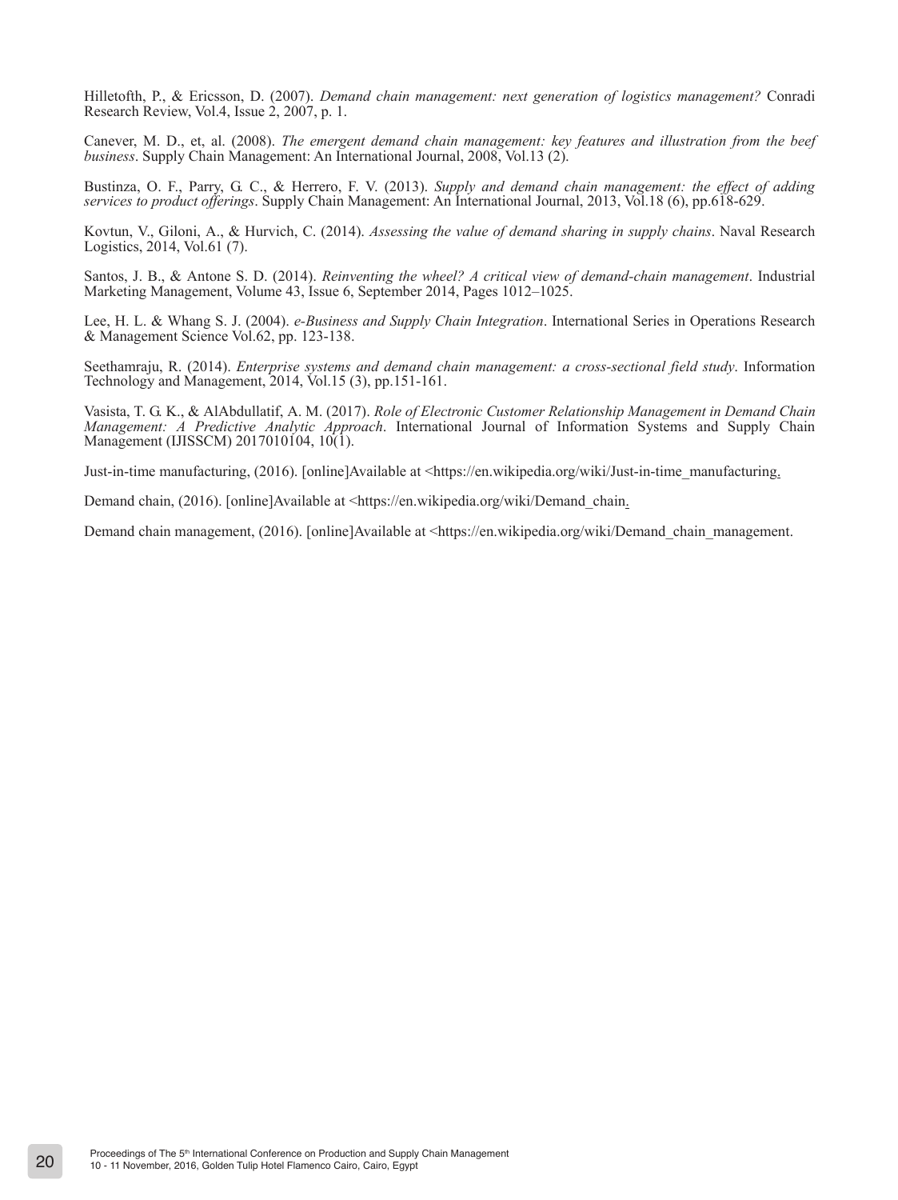Hilletofth, P., & Ericsson, D. (2007). *Demand chain management: next generation of logistics management?* Conradi Research Review, Vol.4, Issue 2, 2007, p. 1.

Canever, M. D., et, al. (2008). *The emergent demand chain management: key features and illustration from the beef business*. Supply Chain Management: An International Journal, 2008, Vol.13 (2).

Bustinza, O. F., Parry, G. C., & Herrero, F. V. (2013). *Supply and demand chain management: the effect of adding services to product offerings*. Supply Chain Management: An International Journal, 2013, Vol.18 (6), pp.618-629.

Kovtun, V., Giloni, A., & Hurvich, C. (2014). *Assessing the value of demand sharing in supply chains*. Naval Research Logistics, 2014, Vol.61 (7).

Santos, J. B., & Antone S. D. (2014). *Reinventing the wheel? A critical view of demand-chain management*. Industrial Marketing Management, Volume 43, Issue 6, September 2014, Pages 1012–1025.

Lee, H. L. & Whang S. J. (2004). *e-Business and Supply Chain Integration*. International Series in Operations Research & Management Science Vol.62, pp. 123-138.

Seethamraju, R. (2014). *Enterprise systems and demand chain management: a cross-sectional field study*. Information Technology and Management, 2014, Vol.15 (3), pp.151-161.

Vasista, T. G. K., & AlAbdullatif, A. M. (2017). *Role of Electronic Customer Relationship Management in Demand Chain Management: A Predictive Analytic Approach*. International Journal of Information Systems and Supply Chain Management (IJISSCM) 2017010104, 10(1).

Just-in-time manufacturing, (2016). [online]Available at <https://en.wikipedia.org/wiki/Just-in-time_manufacturing.

Demand chain, (2016). [online]Available at <https://en.wikipedia.org/wiki/Demand_chain.

Demand chain management, (2016). [online]Available at <https://en.wikipedia.org/wiki/Demand_chain_management.